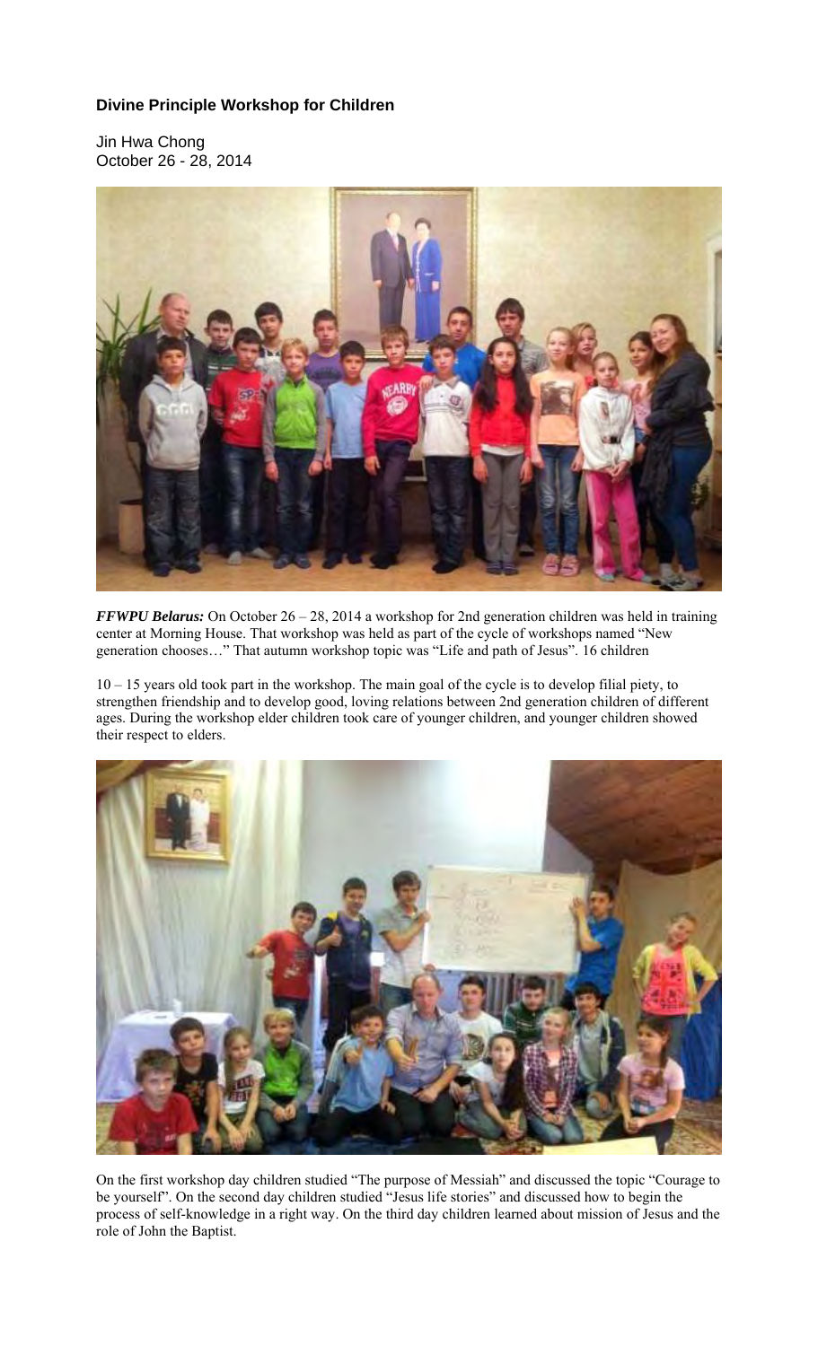## Divine Principle Workshop for Children

Jin Hwa Chong
October 26 - 28, 2014

***FFWPU Belarus:*** On October 26 – 28, 2014 a workshop for 2nd generation children was held in training center at Morning House. That workshop was held as part of the cycle of workshops named "New generation chooses…" That autumn workshop topic was "Life and path of Jesus". 16 children

10 – 15 years old took part in the workshop. The main goal of the cycle is to develop filial piety, to strengthen friendship and to develop good, loving relations between 2nd generation children of different ages. During the workshop elder children took care of younger children, and younger children showed their respect to elders.

On the first workshop day children studied "The purpose of Messiah" and discussed the topic "Courage to be yourself". On the second day children studied "Jesus life stories" and discussed how to begin the process of self-knowledge in a right way. On the third day children learned about mission of Jesus and the role of John the Baptist.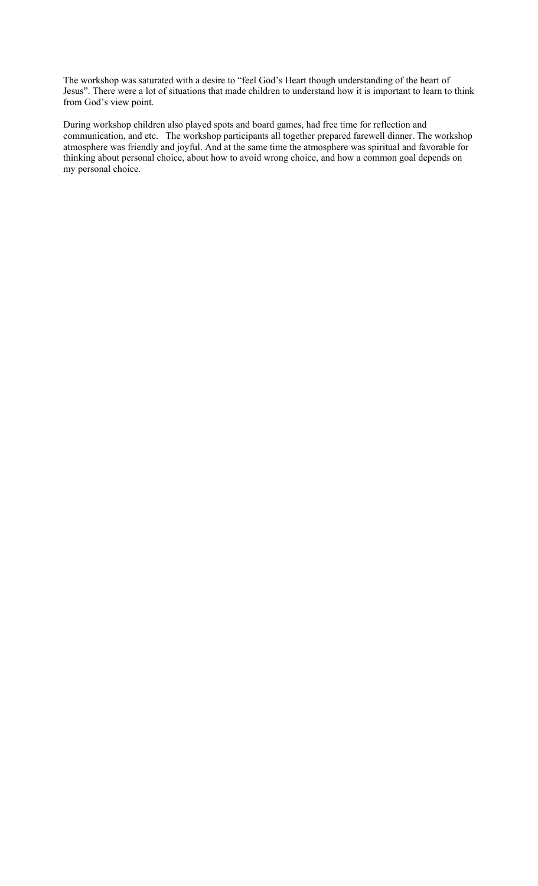The workshop was saturated with a desire to "feel God's Heart though understanding of the heart of Jesus". There were a lot of situations that made children to understand how it is important to learn to think from God's view point.

During workshop children also played spots and board games, had free time for reflection and communication, and etc. The workshop participants all together prepared farewell dinner. The workshop atmosphere was friendly and joyful. And at the same time the atmosphere was spiritual and favorable for thinking about personal choice, about how to avoid wrong choice, and how a common goal depends on my personal choice.